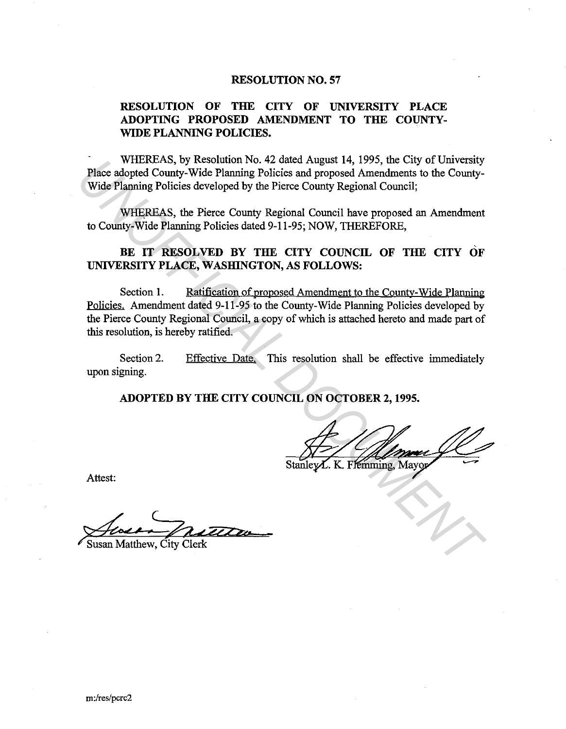# RESOLUTION NO. 57

## RESOLUTION OF THE CITY OF UNIVERSITY PLACE ADOPTING PROPOSED AMENDMENT TO THE COUNTY-WIDE PLANNING POLICIES.

WHEREAS, by Resolution No. 42 dated August 14, 1995, the City of University Place adopted County-Wide Planning Policies and proposed Amendments to the County-Wide Planning Policies developed by the Pierce County Regional Council;

WHEREAS, the Pierce County Regional Council have proposed an Amendment to County-Wide Planning Policies dated 9-11-95; NOW, THEREFORE,

**BE IT RESOLVED BY THE CITY COUNCIL OF THE CITY OF UNIVERSITY PLACE, WASHINGTON, AS FOLLOWS:**

Section 1. Ratification of proposed Amendment to the County-Wide Planning Policies. Amendment dated 9-11-95 to the County-Wide Planning Policies developed by the Pierce County Regional Council, a copy of which is attached hereto and made part of this resolution, is hereby ratified.

Section 2. Effective Date. This resolution shall be effective immediately upon signing.

**ADOPTED BY THE CITY COUNCIL ON OCTOBER 2, 1995.**

Stanley L. K. Flemming, Mayor

Attest:

Susan Matthew, City Clerk

m:/res/pcrc2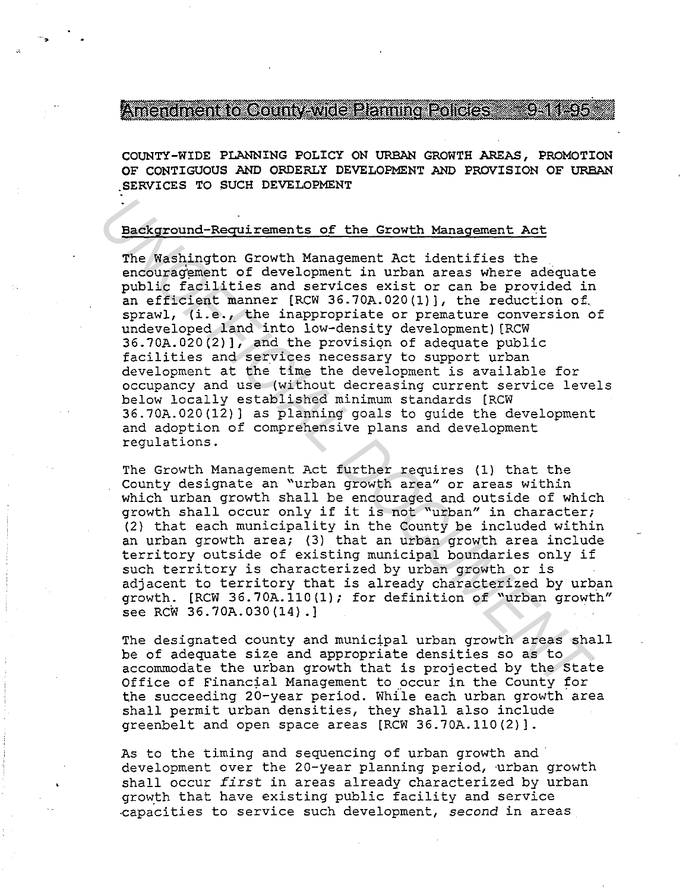## Amendment to County-wide Planning Policies 9-11-95

**COUNTY-WIDE PLANNING POLICY ON URBAN GROWTH AREAS, PROMOTION OF CONTIGUOUS AND ORDERLY DEVELOPMENT AND PROVISION OF URBAN SERVICES TO SUCH DEVELOPMENT**

### Background-Requirements of the Growth Management Act

The Washington Growth Management Act identifies the encouragement of development in urban areas where adequate public facilities and services exist or can be provided in an efficient manner [RCW 36.70A.020(1)], the reduction of sprawl, (i.e., the inappropriate or premature conversion of undeveloped land into low-density development) [RCW 36.70A.020(2)], and the provision of adequate public facilities and services necessary to support urban development at the time the development is available for occupancy and use (without decreasing current service levels below locally established minimum standards [RCW 36.70A.020(12)] as planning goals to guide the development and adoption of comprehensive plans and development regulations.

The Growth Management Act further requires (1) that the County designate an "urban growth area" or areas within which urban growth shall be encouraged and outside of which growth shall occur only if it is not "urban" in character; (2) that each municipality in the County be included within an urban growth area; (3) that an urban growth area include territory outside of existing municipal boundaries only if such territory is characterized by urban growth or is adjacent to territory that is already characterized by urban growth. [RCW 36.70A.110(1); for definition of "urban growth" see RCW 36.70A.030(14).]

The designated county and municipal urban growth areas shall be of adequate size and appropriate densities so as to accommodate the urban growth that is projected by the State Office of Financial Management to occur in the County for the succeeding 20-year period. While each urban growth area shall permit urban densities, they shall also include greenbelt and open space areas [RCW 36.70A.110(2)].

As to the timing and sequencing of urban growth and development over the 20-year planning period, urban growth shall occur *first* in areas already characterized by urban growth that have existing public facility and service capacities to service such development, *second* in areas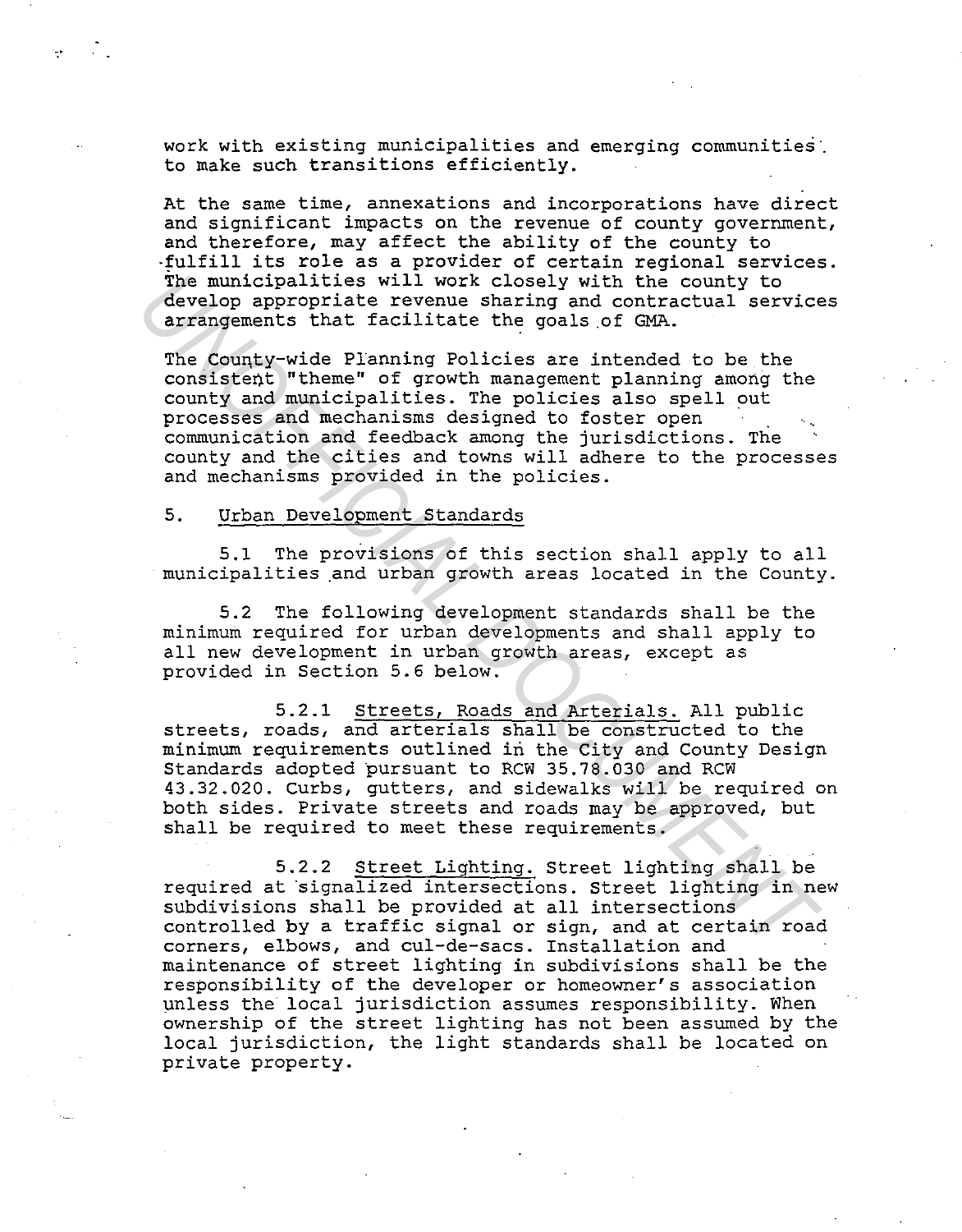work with existing municipalities and emerging communities to make such transitions efficiently.

At the same time, annexations and incorporations have direct and significant impacts on the revenue of county government, and therefore, may affect the ability of the county to fulfill its role as a provider of certain regional services. The municipalities will work closely with the county to develop appropriate revenue sharing and contractual services arrangements that facilitate the goals of GMA.

The County-wide Planning Policies are intended to be the consistent "theme" of growth management planning among the county and municipalities. The policies also spell out processes and mechanisms designed to foster open communication and feedback among the jurisdictions. The county and the cities and towns will adhere to the processes and mechanisms provided in the policies.

5. Urban Development Standards

5.1 The provisions of this section shall apply to all municipalities and urban growth areas located in the County.

5.2 The following development standards shall be the minimum required for urban developments and shall apply to all new development in urban growth areas, except as provided in Section 5.6 below.

5.2.1 Streets, Roads and Arterials. All public streets, roads, and arterials shall be constructed to the minimum requirements outlined in the City and County Design Standards adopted pursuant to RCW 35.78.030 and RCW 43.32.020. Curbs, gutters, and sidewalks will be required on both sides. Private streets and roads may be approved, but shall be required to meet these requirements.

5.2.2 Street Lighting. Street lighting shall be required at signalized intersections. Street lighting in new subdivisions shall be provided at all intersections controlled by a traffic signal or sign, and at certain road corners, elbows, and cul-de-sacs. Installation and maintenance of street lighting in subdivisions shall be the responsibility of the developer or homeowner's association unless the local jurisdiction assumes responsibility. When ownership of the street lighting has not been assumed by the local jurisdiction, the light standards shall be located on private property.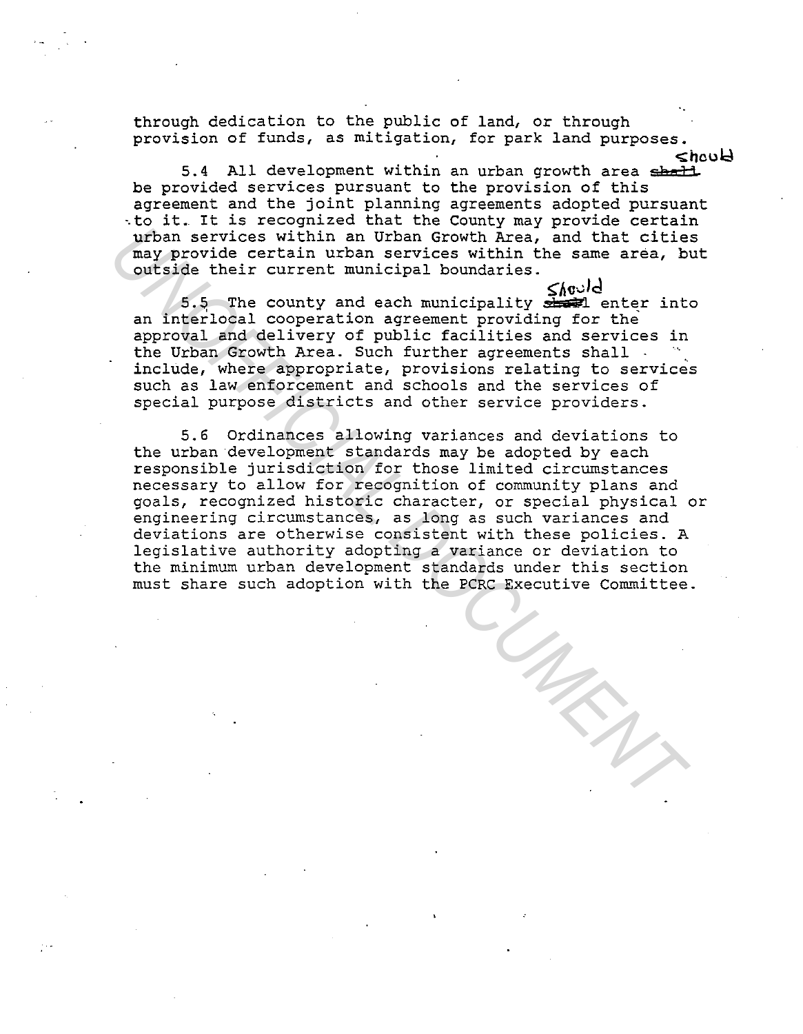through dedication to the public of land, or through provision of funds, as mitigation, for park land purposes.

5.4 All development within an urban growth area ~~shall~~ should be provided services pursuant to the provision of this agreement and the joint planning agreements adopted pursuant to it. It is recognized that the County may provide certain urban services within an Urban Growth Area, and that cities may provide certain urban services within the same area, but outside their current municipal boundaries.

5.5 The county and each municipality ~~shall~~ should enter into an interlocal cooperation agreement providing for the approval and delivery of public facilities and services in the Urban Growth Area. Such further agreements shall include, where appropriate, provisions relating to services such as law enforcement and schools and the services of special purpose districts and other service providers.

5.6 Ordinances allowing variances and deviations to the urban development standards may be adopted by each responsible jurisdiction for those limited circumstances necessary to allow for recognition of community plans and goals, recognized historic character, or special physical or engineering circumstances, as long as such variances and deviations are otherwise consistent with these policies. A legislative authority adopting a variance or deviation to the minimum urban development standards under this section must share such adoption with the PCRC Executive Committee.